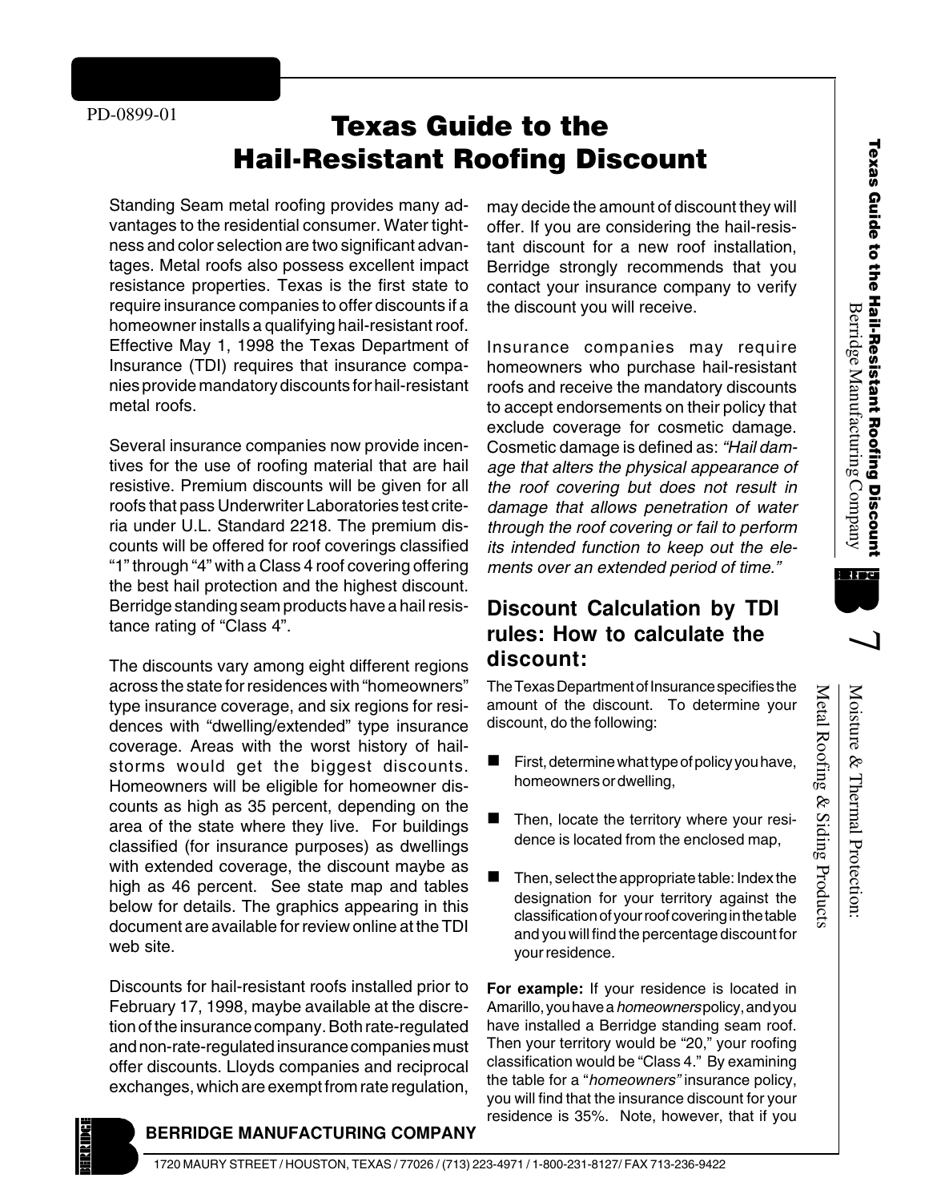PD-0899-01

# Texas Guide to the Hail-Resistant Roofing Discount

Standing Seam metal roofing provides many advantages to the residential consumer. Water tightness and color selection are two significant advantages. Metal roofs also possess excellent impact resistance properties. Texas is the first state to require insurance companies to offer discounts if a homeowner installs a qualifying hail-resistant roof. Effective May 1, 1998 the Texas Department of Insurance (TDI) requires that insurance companies provide mandatory discounts for hail-resistant metal roofs.

Several insurance companies now provide incentives for the use of roofing material that are hail resistive. Premium discounts will be given for all roofs that pass Underwriter Laboratories test criteria under U.L. Standard 2218. The premium discounts will be offered for roof coverings classified "1" through "4" with a Class 4 roof covering offering the best hail protection and the highest discount. Berridge standing seam products have a hail resistance rating of "Class 4".

The discounts vary among eight different regions across the state for residences with "homeowners" type insurance coverage, and six regions for residences with "dwelling/extended" type insurance coverage. Areas with the worst history of hailstorms would get the biggest discounts. Homeowners will be eligible for homeowner discounts as high as 35 percent, depending on the area of the state where they live. For buildings classified (for insurance purposes) as dwellings with extended coverage, the discount maybe as high as 46 percent. See state map and tables below for details. The graphics appearing in this document are available for review online at the TDI web site.

Discounts for hail-resistant roofs installed prior to February 17, 1998, maybe available at the discretion of the insurance company. Both rate-regulated and non-rate-regulated insurance companies must offer discounts. Lloyds companies and reciprocal exchanges, which are exempt from rate regulation, may decide the amount of discount they will offer. If you are considering the hail-resistant discount for a new roof installation, Berridge strongly recommends that you contact your insurance company to verify the discount you will receive.

Insurance companies may require homeowners who purchase hail-resistant roofs and receive the mandatory discounts to accept endorsements on their policy that exclude coverage for cosmetic damage. Cosmetic damage is defined as: *"Hail damage that alters the physical appearance of the roof covering but does not result in damage that allows penetration of water through the roof covering or fail to perform its intended function to keep out the elements over an extended period of time."*

## Discount Calculation by TDI rules: How to calculate the discount:

The Texas Department of Insurance specifies the amount of the discount. To determine your discount, do the following:

- First, determine what type of policy you have, homeowners or dwelling,
- Then, locate the territory where your residence is located from the enclosed map,
- Then, select the appropriate table: Index the designation for your territory against the classification of your roof covering in the table and you will find the percentage discount for your residence.

**For example:** If your residence is located in Amarillo, you have a *homeowners* policy, and you have installed a Berridge standing seam roof. Then your territory would be "20," your roofing classification would be "Class 4." By examining the table for a "*homeowners"* insurance policy, you will find that the insurance discount for your residence is 35%. Note, however, that if you

**BERRIDGE MANUFACTURING COMPANY**

1720 MAURY STREET / HOUSTON, TEXAS / 77026 / (713) 223-4971 / 1-800-231-8127/ FAX 713-236-9422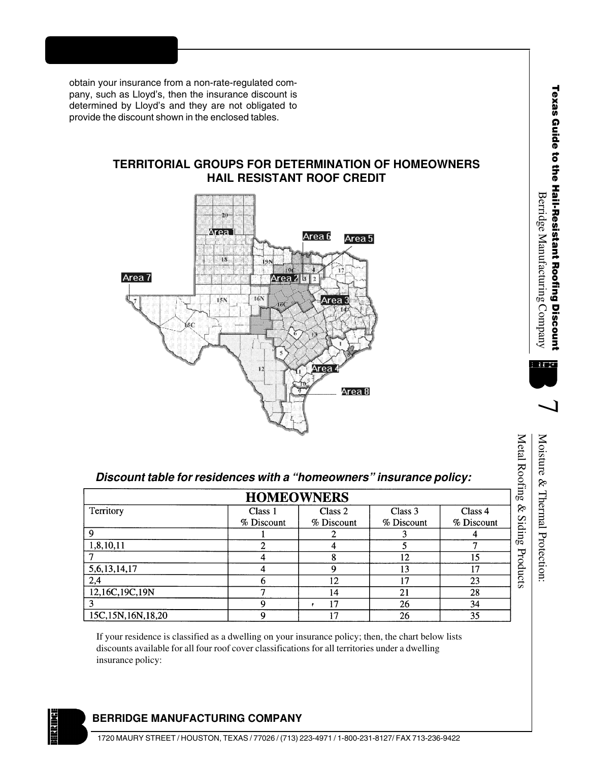obtain your insurance from a non-rate-regulated company, such as Lloyd's, then the insurance discount is determined by Lloyd's and they are not obligated to provide the discount shown in the enclosed tables.

## TERRITORIAL GROUPS FOR DETERMINATION OF HOMEOWNERS HAIL RESISTANT ROOF CREDIT

***Discount table for residences with a "homeowners" insurance policy:***

| HOMEOWNERS | | | | |
|---|---|---|---|---|
| Territory | Class 1 % Discount | Class 2 % Discount | Class 3 % Discount | Class 4 % Discount |
| 9 | 1 | 2 | 3 | 4 |
| 1,8,10,11 | 2 | 4 | 5 | 7 |
| 7 | 4 | 8 | 12 | 15 |
| 5,6,13,14,17 | 4 | 9 | 13 | 17 |
| 2,4 | 6 | 12 | 17 | 23 |
| 12,16C,19C,19N | 7 | 14 | 21 | 28 |
| 3 | 9 | 17 | 26 | 34 |
| 15C,15N,16N,18,20 | 9 | 17 | 26 | 35 |

If your residence is classified as a dwelling on your insurance policy; then, the chart below lists discounts available for all four roof cover classifications for all territories under a dwelling insurance policy: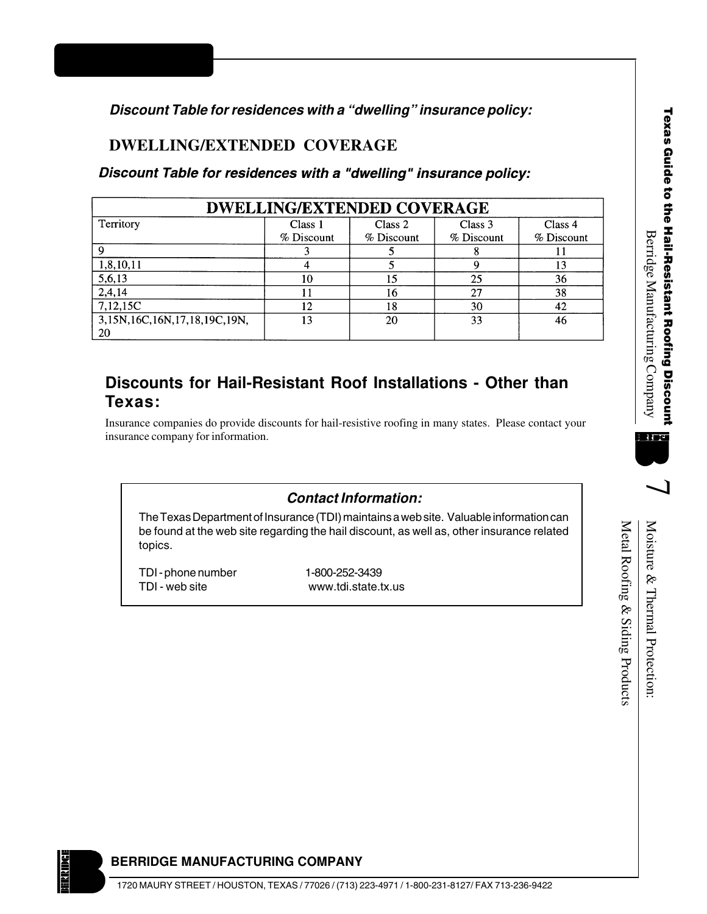*Discount Table for residences with a "dwelling" insurance policy:*

## DWELLING/EXTENDED COVERAGE

*Discount Table for residences with a "dwelling" insurance policy:*

| DWELLING/EXTENDED COVERAGE | | | | |
|---|---|---|---|---|
| Territory | Class 1 % Discount | Class 2 % Discount | Class 3 % Discount | Class 4 % Discount |
| 9 | 3 | 5 | 8 | 11 |
| 1,8,10,11 | 4 | 5 | 9 | 13 |
| 5,6,13 | 10 | 15 | 25 | 36 |
| 2,4,14 | 11 | 16 | 27 | 38 |
| 7,12,15C | 12 | 18 | 30 | 42 |
| 3,15N,16C,16N,17,18,19C,19N, 20 | 13 | 20 | 33 | 46 |

## Discounts for Hail-Resistant Roof Installations - Other than Texas:

Insurance companies do provide discounts for hail-resistive roofing in many states. Please contact your insurance company for information.

***Contact Information:***

The Texas Department of Insurance (TDI) maintains a web site. Valuable information can be found at the web site regarding the hail discount, as well as, other insurance related topics.

TDI - phone number 1-800-252-3439
TDI - web site www.tdi.state.tx.us